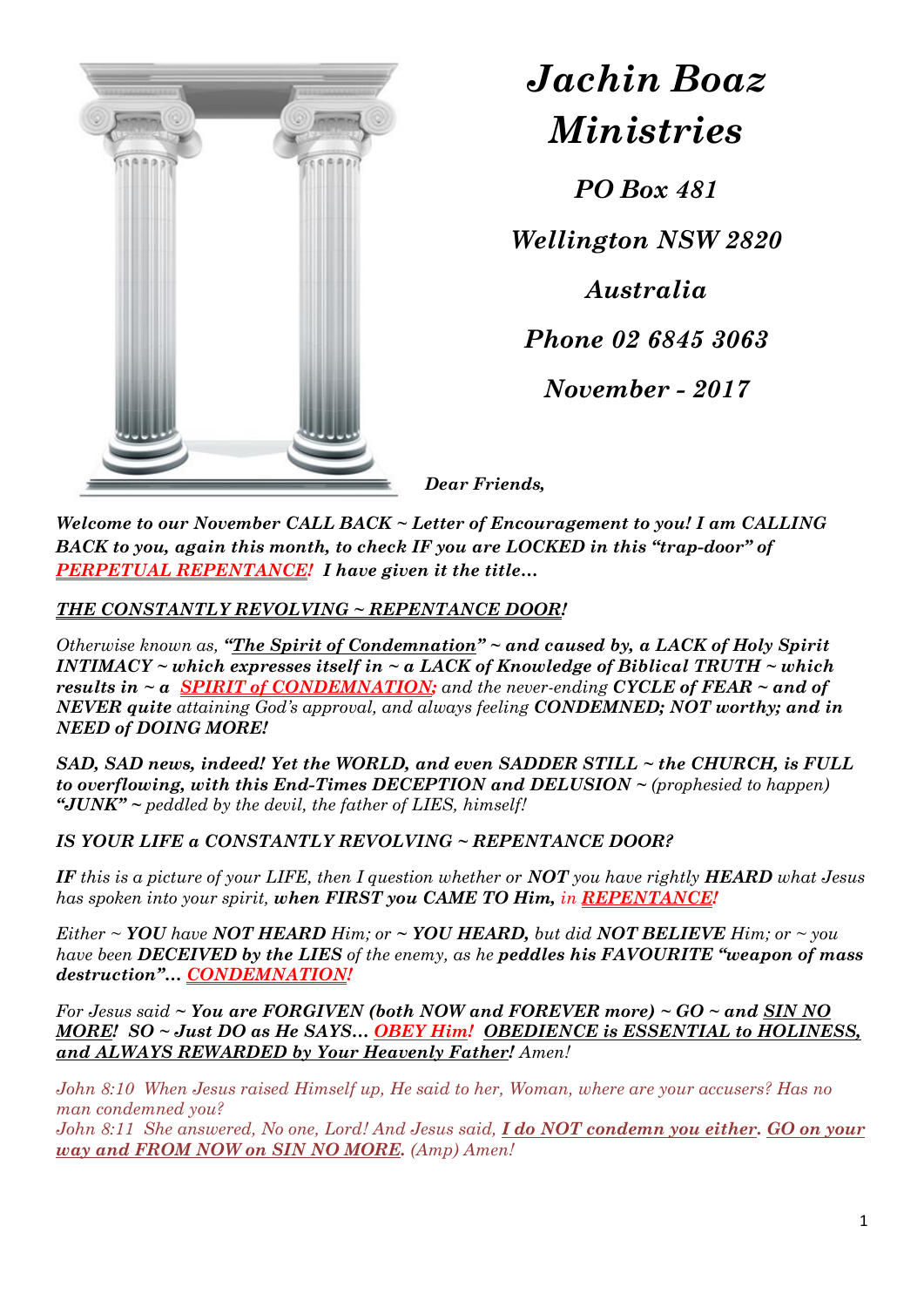# *Jachin Boaz Ministries*

*PO Box 481*

*Wellington NSW 2820*

*Australia*

*Phone 02 6845 3063*

*November - 2017*

***Dear Friends,***

***Welcome to our November CALL BACK ~ Letter of Encouragement to you! I am CALLING BACK to you, again this month, to check IF you are LOCKED in this "trap-door" of PERPETUAL REPENTANCE! I have given it the title…***

***THE CONSTANTLY REVOLVING ~ REPENTANCE DOOR!***

*Otherwise known as, **"The Spirit of Condemnation" ~ and caused by, a LACK of Holy Spirit INTIMACY ~ which expresses itself in ~ a LACK of Knowledge of Biblical TRUTH ~ which results in ~ a SPIRIT of CONDEMNATION;** and the never-ending **CYCLE of FEAR ~ and of NEVER quite** attaining God's approval, and always feeling **CONDEMNED; NOT worthy; and in NEED of DOING MORE!***

***SAD, SAD news, indeed! Yet the WORLD, and even SADDER STILL ~ the CHURCH, is FULL to overflowing, with this End-Times DECEPTION and DELUSION ~** (prophesied to happen) **"JUNK" ~** peddled by the devil, the father of LIES, himself!*

***IS YOUR LIFE a CONSTANTLY REVOLVING ~ REPENTANCE DOOR?***

***IF** this is a picture of your LIFE, then I question whether or **NOT** you have rightly **HEARD** what Jesus has spoken into your spirit, **when FIRST you CAME TO Him,** in **REPENTANCE!***

*Either ~ **YOU** have **NOT HEARD** Him; or ~ **YOU HEARD,** but did **NOT BELIEVE** Him; or ~ you have been **DECEIVED by the LIES** of the enemy, as he **peddles his FAVOURITE "weapon of mass destruction"… CONDEMNATION!***

*For Jesus said **~ You are FORGIVEN (both NOW and FOREVER more) ~ GO ~ and SIN NO MORE! SO ~ Just DO as He SAYS… OBEY Him! OBEDIENCE is ESSENTIAL to HOLINESS, and ALWAYS REWARDED by Your Heavenly Father!** Amen!*

*John 8:10 When Jesus raised Himself up, He said to her, Woman, where are your accusers? Has no man condemned you?*
*John 8:11 She answered, No one, Lord! And Jesus said, **I do NOT condemn you either. GO on your way and FROM NOW on SIN NO MORE.** (Amp) Amen!*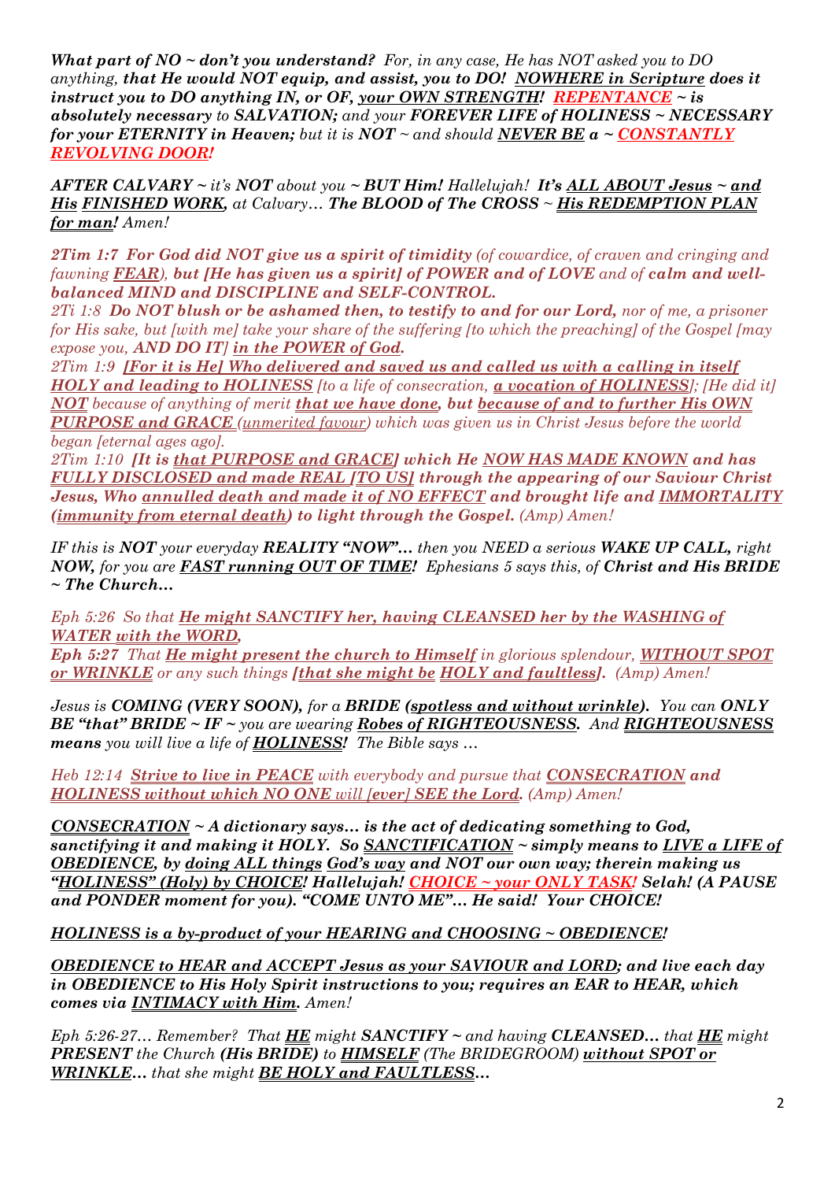***What part of NO ~ don't you understand?** For, in any case, He has NOT asked you to DO anything, **that He would NOT equip, and assist, you to DO! NOWHERE in Scripture does it instruct you to DO anything IN, or OF, your OWN STRENGTH! REPENTANCE ~ is absolutely necessary** to **SALVATION;** and your **FOREVER LIFE of HOLINESS ~ NECESSARY for your ETERNITY in Heaven;** but it is **NOT** ~ and should **NEVER BE a ~ CONSTANTLY REVOLVING DOOR!***

***AFTER CALVARY ~** it's **NOT** about you **~ BUT Him!** Hallelujah! **It's ALL ABOUT Jesus ~ and His FINISHED WORK,** at Calvary… **The BLOOD of The CROSS** ~ **His REDEMPTION PLAN for man!** Amen!*

***2Tim 1:7 For God did NOT give us a spirit of timidity** (of cowardice, of craven and cringing and fawning **FEAR**), **but [He has given us a spirit] of POWER and of LOVE** and of **calm and well-balanced MIND and DISCIPLINE and SELF-CONTROL.***
***2Ti 1:8 Do NOT blush or be ashamed then, to testify to and for our Lord,** nor of me, a prisoner for His sake, but [with me] take your share of the suffering [to which the preaching] of the Gospel [may expose you, **AND DO IT] in the POWER of God.***
***2Tim 1:9 [For it is He] Who delivered and saved us and called us with a calling in itself HOLY and leading to HOLINESS** [to a life of consecration, **a vocation of HOLINESS**]; [He did it] **NOT** because of anything of merit **that we have done, but because of and to further His OWN PURPOSE and GRACE** (unmerited favour) which was given us in Christ Jesus before the world began [eternal ages ago].*
***2Tim 1:10 [It is that PURPOSE and GRACE] which He NOW HAS MADE KNOWN and has FULLY DISCLOSED and made REAL [TO US] through the appearing of our Saviour Christ Jesus, Who annulled death and made it of NO EFFECT and brought life and IMMORTALITY (immunity from eternal death) to light through the Gospel.** (Amp) Amen!*

*IF this is **NOT** your everyday **REALITY "NOW"…** then you NEED a serious **WAKE UP CALL,** right **NOW,** for you are **FAST running OUT OF TIME!** Ephesians 5 says this, of **Christ and His BRIDE ~ The Church…***

*Eph 5:26 So that **He might SANCTIFY her, having CLEANSED her by the WASHING of WATER with the WORD,***
***Eph 5:27** That **He might present the church to Himself** in glorious splendour, **WITHOUT SPOT or WRINKLE** or any such things **[that she might be HOLY and faultless].** (Amp) Amen!*

*Jesus is **COMING (VERY SOON),** for a **BRIDE (spotless and without wrinkle).** You can **ONLY BE "that" BRIDE ~ IF ~** you are wearing **Robes of RIGHTEOUSNESS.** And **RIGHTEOUSNESS means** you will live a life of **HOLINESS!** The Bible says …*

*Heb 12:14 **Strive to live in PEACE** with everybody and pursue that **CONSECRATION and HOLINESS without which NO ONE** will [ever] **SEE the Lord.** (Amp) Amen!*

***CONSECRATION ~ A dictionary says… is the act of dedicating something to God, sanctifying it and making it HOLY. So SANCTIFICATION ~ simply means to LIVE a LIFE of OBEDIENCE, by doing ALL things God's way and NOT our own way; therein making us "HOLINESS" (Holy) by CHOICE! Hallelujah! CHOICE ~ your ONLY TASK! Selah! (A PAUSE and PONDER moment for you). "COME UNTO ME"… He said! Your CHOICE!***

***HOLINESS is a by-product of your HEARING and CHOOSING ~ OBEDIENCE!***

***OBEDIENCE to HEAR and ACCEPT Jesus as your SAVIOUR and LORD; and live each day in OBEDIENCE to His Holy Spirit instructions to you; requires an EAR to HEAR, which comes via INTIMACY with Him.** Amen!*

*Eph 5:26-27… Remember? That **HE** might **SANCTIFY ~** and having **CLEANSED…** that **HE** might **PRESENT** the Church **(His BRIDE)** to **HIMSELF** (The BRIDEGROOM) **without SPOT or WRINKLE…** that she might **BE HOLY and FAULTLESS…***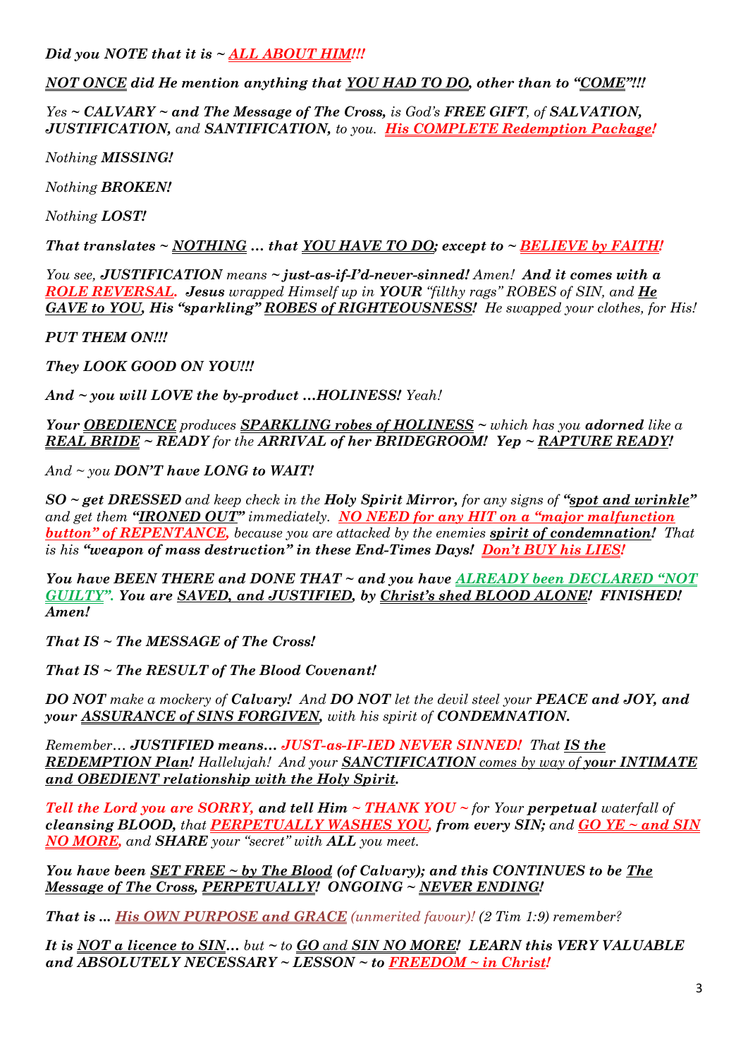***Did you NOTE that it is ~ ALL ABOUT HIM!!!***

***NOT ONCE did He mention anything that YOU HAD TO DO, other than to "COME"!!!***

*Yes ~ **CALVARY ~ and The Message of The Cross,** is God's **FREE GIFT**, of **SALVATION, JUSTIFICATION,** and **SANTIFICATION,** to you. **His COMPLETE Redemption Package!***

*Nothing **MISSING!***

*Nothing **BROKEN!***

*Nothing **LOST!***

***That translates ~ NOTHING … that YOU HAVE TO DO; except to ~ BELIEVE by FAITH!***

*You see, **JUSTIFICATION** means **~ just-as-if-I'd-never-sinned!** Amen! **And it comes with a ROLE REVERSAL. Jesus** wrapped Himself up in **YOUR** "filthy rags" ROBES of SIN, and **He GAVE to YOU, His "sparkling" ROBES of RIGHTEOUSNESS!** He swapped your clothes, for His!*

***PUT THEM ON!!!***

***They LOOK GOOD ON YOU!!!***

***And ~ you will LOVE the by-product …HOLINESS!** Yeah!*

***Your OBEDIENCE** produces **SPARKLING robes of HOLINESS** ~ which has you **adorned** like a **REAL BRIDE ~ READY** for the **ARRIVAL of her BRIDEGROOM! Yep ~ RAPTURE READY!***

*And ~ you **DON'T have LONG to WAIT!***

***SO ~ get DRESSED** and keep check in the **Holy Spirit Mirror,** for any signs of **"spot and wrinkle"** and get them **"IRONED OUT"** immediately. **NO NEED for any HIT on a "major malfunction button" of REPENTANCE,** because you are attacked by the enemies **spirit of condemnation!** That is his **"weapon of mass destruction" in these End-Times Days! Don't BUY his LIES!***

***You have BEEN THERE and DONE THAT ~ and you have ALREADY been DECLARED "NOT GUILTY". You are SAVED, and JUSTIFIED, by Christ's shed BLOOD ALONE! FINISHED! Amen!***

***That IS ~ The MESSAGE of The Cross!***

***That IS ~ The RESULT of The Blood Covenant!***

***DO NOT** make a mockery of **Calvary!** And **DO NOT** let the devil steel your **PEACE and JOY, and your ASSURANCE of SINS FORGIVEN,** with his spirit of **CONDEMNATION.***

*Remember… **JUSTIFIED means… JUST-as-IF-IED NEVER SINNED!** That **IS the REDEMPTION Plan!** Hallelujah! And your **SANCTIFICATION** comes by way of **your INTIMATE and OBEDIENT relationship with the Holy Spirit.***

***Tell the Lord you are SORRY, and tell Him ~ THANK YOU ~** for Your **perpetual** waterfall of **cleansing BLOOD,** that **PERPETUALLY WASHES YOU, from every SIN;** and **GO YE ~ and SIN NO MORE,** and **SHARE** your "secret" with **ALL** you meet.*

***You have been SET FREE ~ by The Blood (of Calvary); and this CONTINUES to be The Message of The Cross, PERPETUALLY! ONGOING ~ NEVER ENDING!***

***That is … His OWN PURPOSE and GRACE** (unmerited favour)! **(2 Tim 1:9) remember?***

***It is NOT a licence to SIN…** but ~ to **GO** and **SIN NO MORE! LEARN this VERY VALUABLE and ABSOLUTELY NECESSARY ~ LESSON ~ to FREEDOM ~ in Christ!***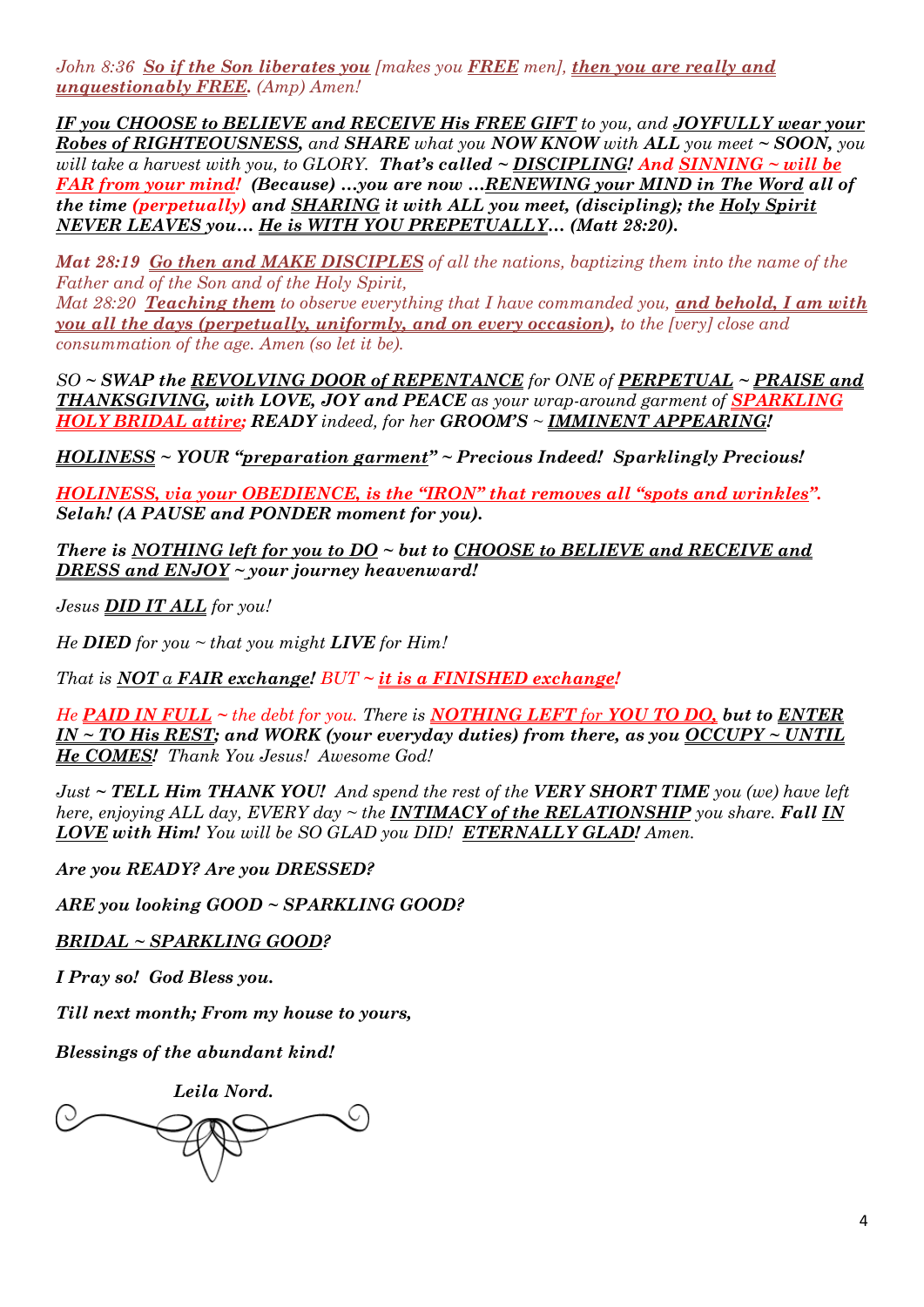*John 8:36 **So if the Son liberates you** [makes you **FREE** men], **then you are really and unquestionably FREE.** (Amp) Amen!*

***IF you CHOOSE to BELIEVE and RECEIVE His FREE GIFT** to you, and **JOYFULLY wear your Robes of RIGHTEOUSNESS,** and **SHARE** what you **NOW KNOW** with **ALL** you meet ~ **SOON,** you will take a harvest with you, to GLORY. **That's called ~ DISCIPLING! And SINNING ~ will be FAR from your mind! (Because) …you are now …RENEWING your MIND in The Word all of the time (perpetually) and SHARING it with ALL you meet, (discipling); the Holy Spirit NEVER LEAVES you… He is WITH YOU PREPETUALLY… (Matt 28:20).***

***Mat 28:19** **Go then and MAKE DISCIPLES** of all the nations, baptizing them into the name of the Father and of the Son and of the Holy Spirit,*
*Mat 28:20 **Teaching them** to observe everything that I have commanded you, **and behold, I am with you all the days (perpetually, uniformly, and on every occasion),** to the [very] close and consummation of the age. Amen (so let it be).*

*SO ~ **SWAP the REVOLVING DOOR of REPENTANCE** for ONE of **PERPETUAL ~ PRAISE and THANKSGIVING, with LOVE, JOY and PEACE** as your wrap-around garment of **SPARKLING HOLY BRIDAL attire; READY** indeed, for her **GROOM'S ~ IMMINENT APPEARING!***

***HOLINESS ~ YOUR "preparation garment" ~ Precious Indeed! Sparklingly Precious!***

***HOLINESS, via your OBEDIENCE, is the "IRON" that removes all "spots and wrinkles". Selah! (A PAUSE and PONDER moment for you).***

***There is NOTHING left for you to DO ~ but to CHOOSE to BELIEVE and RECEIVE and DRESS and ENJOY ~ your journey heavenward!***

*Jesus **DID IT ALL** for you!*

*He **DIED** for you ~ that you might **LIVE** for Him!*

*That is **NOT** a **FAIR exchange!** BUT ~ **it is a FINISHED exchange!***

*He **PAID IN FULL** ~ the debt for you. There is **NOTHING LEFT for YOU TO DO,** **but to ENTER IN ~ TO His REST; and WORK (your everyday duties) from there, as you OCCUPY ~ UNTIL He COMES!** Thank You Jesus! Awesome God!*

*Just **~ TELL Him THANK YOU!** And spend the rest of the **VERY SHORT TIME** you (we) have left here, enjoying ALL day, EVERY day ~ the **INTIMACY of the RELATIONSHIP** you share. **Fall IN LOVE with Him!** You will be SO GLAD you DID! **ETERNALLY GLAD!** Amen.*

***Are you READY? Are you DRESSED?***

***ARE you looking GOOD ~ SPARKLING GOOD?***

***BRIDAL ~ SPARKLING GOOD?***

***I Pray so! God Bless you.***

***Till next month; From my house to yours,***

***Blessings of the abundant kind!***

***Leila Nord.***